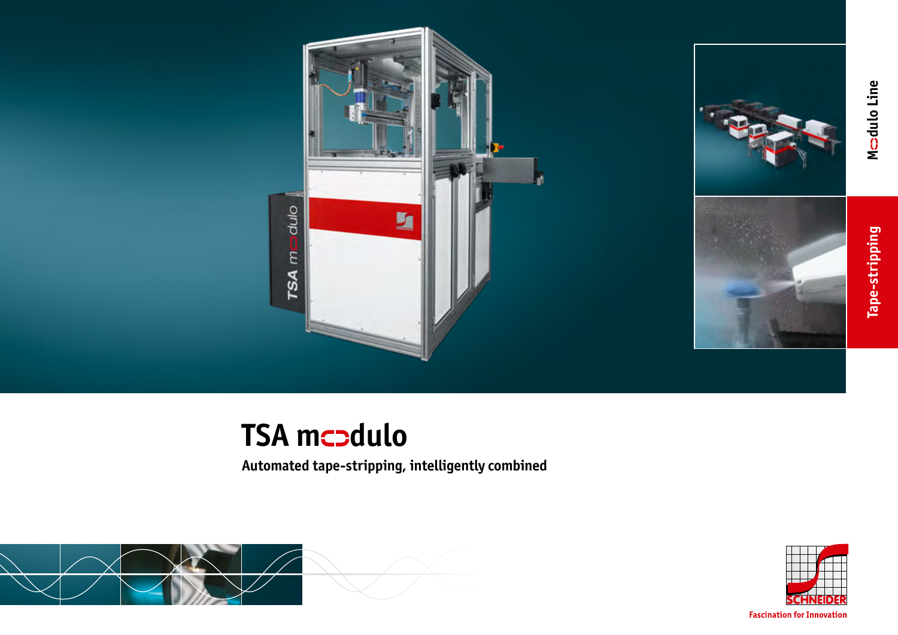Modulo Line

Tape-stripping

# TSA modulo

**Automated tape-stripping, intelligently combined**

SCHNEIDER

Fascination for Innovation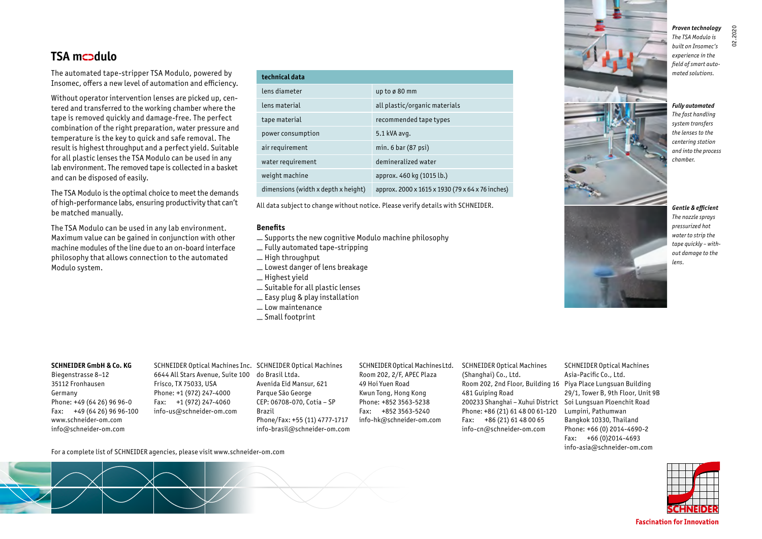# TSA modulo

The automated tape-stripper TSA Modulo, powered by Insomec, offers a new level of automation and efficiency.

Without operator intervention lenses are picked up, centered and transferred to the working chamber where the tape is removed quickly and damage-free. The perfect combination of the right preparation, water pressure and temperature is the key to quick and safe removal. The result is highest throughput and a perfect yield. Suitable for all plastic lenses the TSA Modulo can be used in any lab environment. The removed tape is collected in a basket and can be disposed of easily.

The TSA Modulo is the optimal choice to meet the demands of high-performance labs, ensuring productivity that can't be matched manually.

The TSA Modulo can be used in any lab environment. Maximum value can be gained in conjunction with other machine modules of the line due to an on-board interface philosophy that allows connection to the automated Modulo system.

| technical data | |
|---|---|
| lens diameter | up to ø 80 mm |
| lens material | all plastic/organic materials |
| tape material | recommended tape types |
| power consumption | 5.1 kVA avg. |
| air requirement | min. 6 bar (87 psi) |
| water requirement | demineralized water |
| weight machine | approx. 460 kg (1015 lb.) |
| dimensions (width x depth x height) | approx. 2000 x 1615 x 1930 (79 x 64 x 76 inches) |

All data subject to change without notice. Please verify details with SCHNEIDER.

**Benefits**

- Supports the new cognitive Modulo machine philosophy
- Fully automated tape-stripping
- High throughput
- Lowest danger of lens breakage
- Highest yield
- Suitable for all plastic lenses
- Easy plug & play installation
- Low maintenance
- Small footprint

***Proven technology***
*The TSA Modulo is built on Insomec's experience in the field of smart automated solutions.*

***Fully automated***
*The fast handling system transfers the lenses to the centering station and into the process chamber.*

***Gentle & efficient***
*The nozzle sprays pressurized hot water to strip the tape quickly – without damage to the lens.*

02.2020

**SCHNEIDER GmbH & Co. KG**
Biegenstrasse 8–12
35112 Fronhausen
Germany
Phone: +49 (64 26) 96 96-0
Fax: +49 (64 26) 96 96-100
www.schneider-om.com
info@schneider-om.com

SCHNEIDER Optical Machines Inc.
6644 All Stars Avenue, Suite 100
Frisco, TX 75033, USA
Phone: +1 (972) 247-4000
Fax: +1 (972) 247-4060
info-us@schneider-om.com

SCHNEIDER Optical Machines do Brasil Ltda.
Avenida Eid Mansur, 621
Parque São George
CEP: 06708-070, Cotia – SP
Brazil
Phone/Fax: +55 (11) 4777-1717
info-brasil@schneider-om.com

SCHNEIDER Optical Machines Ltd.
Room 202, 2/F, APEC Plaza
49 Hoi Yuen Road
Kwun Tong, Hong Kong
Phone: +852 3563-5238
Fax: +852 3563-5240
info-hk@schneider-om.com

SCHNEIDER Optical Machines (Shanghai) Co., Ltd.
Room 202, 2nd Floor, Building 16
481 Guiping Road
200233 Shanghai – Xuhui District
Phone: +86 (21) 61 48 00 61-120
Fax: +86 (21) 61 48 00 65
info-cn@schneider-om.com

SCHNEIDER Optical Machines Asia-Pacific Co., Ltd.
Piya Place Lungsuan Building
29/1, Tower B, 9th Floor, Unit 9B
Soi Lungsuan Ploenchit Road
Lumpini, Pathumwan
Bangkok 10330, Thailand
Phone: +66 (0) 2014-4690-2
Fax: +66 (0)2014-4693
info-asia@schneider-om.com

For a complete list of SCHNEIDER agencies, please visit www.schneider-om.com

SCHNEIDER
Fascination for Innovation